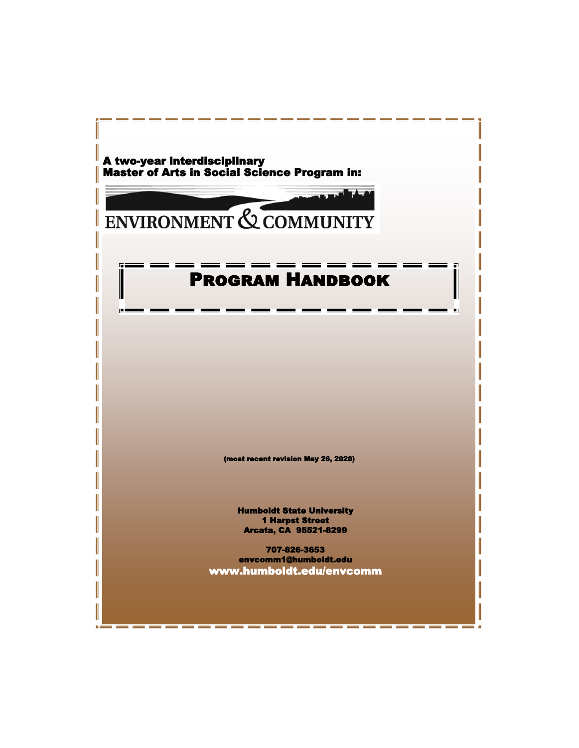**A two-year interdisciplinary**
**Master of Arts in Social Science Program in:**

ENVIRONMENT & COMMUNITY

# Program Handbook

**(most recent revision May 26, 2020)**

**Humboldt State University**
**1 Harpst Street**
**Arcata, CA 95521-8299**

**707-826-3653**
**envcomm1@humboldt.edu**
**www.humboldt.edu/envcomm**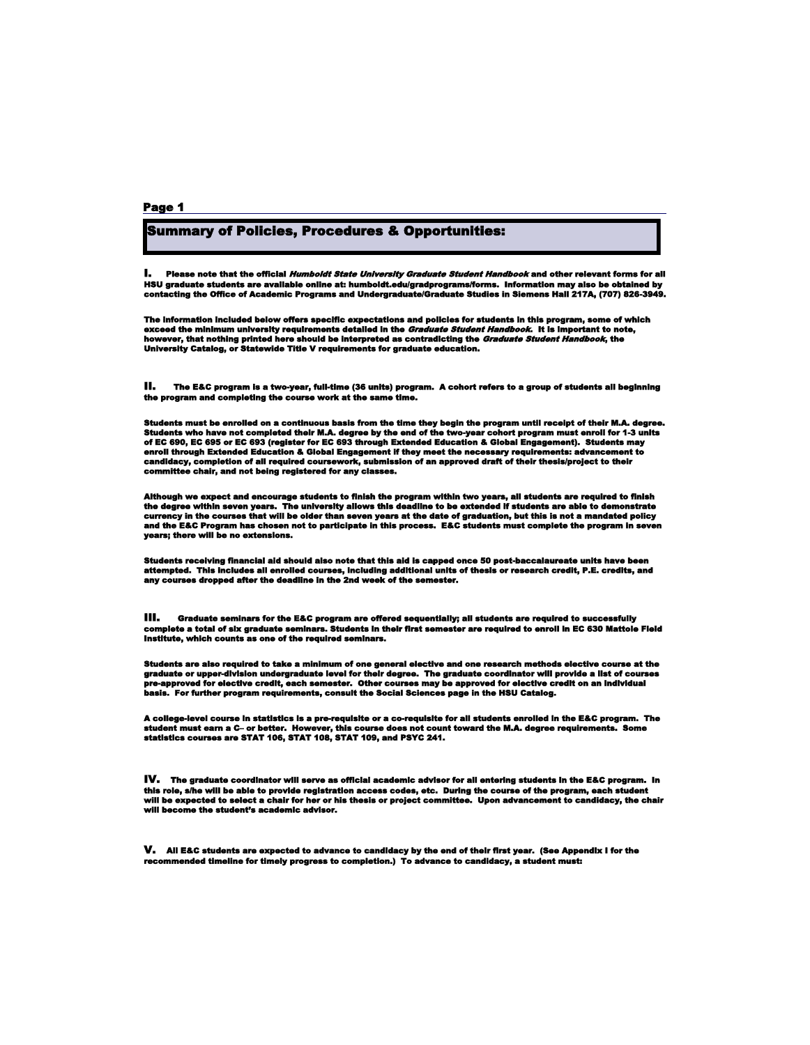## Summary of Policies, Procedures & Opportunities:

**I.** Please note that the official *Humboldt State University Graduate Student Handbook* and other relevant forms for all HSU graduate students are available online at: humboldt.edu/gradprograms/forms. Information may also be obtained by contacting the Office of Academic Programs and Undergraduate/Graduate Studies in Siemens Hall 217A, (707) 826-3949.

The information included below offers specific expectations and policies for students in this program, some of which exceed the minimum university requirements detailed in the *Graduate Student Handbook*. It is important to note, however, that nothing printed here should be interpreted as contradicting the *Graduate Student Handbook*, the University Catalog, or Statewide Title V requirements for graduate education.

**II.** The E&C program is a two-year, full-time (36 units) program. A cohort refers to a group of students all beginning the program and completing the course work at the same time.

Students must be enrolled on a continuous basis from the time they begin the program until receipt of their M.A. degree. Students who have not completed their M.A. degree by the end of the two-year cohort program must enroll for 1-3 units of EC 690, EC 695 or EC 693 (register for EC 693 through Extended Education & Global Engagement). Students may enroll through Extended Education & Global Engagement if they meet the necessary requirements: advancement to candidacy, completion of all required coursework, submission of an approved draft of their thesis/project to their committee chair, and not being registered for any classes.

Although we expect and encourage students to finish the program within two years, all students are required to finish the degree within seven years. The university allows this deadline to be extended if students are able to demonstrate currency in the courses that will be older than seven years at the date of graduation, but this is not a mandated policy and the E&C Program has chosen not to participate in this process. E&C students must complete the program in seven years; there will be no extensions.

Students receiving financial aid should also note that this aid is capped once 50 post-baccalaureate units have been attempted. This includes all enrolled courses, including additional units of thesis or research credit, P.E. credits, and any courses dropped after the deadline in the 2nd week of the semester.

**III.** Graduate seminars for the E&C program are offered sequentially; all students are required to successfully complete a total of six graduate seminars. Students in their first semester are required to enroll in EC 630 Mattole Field Institute, which counts as one of the required seminars.

Students are also required to take a minimum of one general elective and one research methods elective course at the graduate or upper-division undergraduate level for their degree. The graduate coordinator will provide a list of courses pre-approved for elective credit, each semester. Other courses may be approved for elective credit on an individual basis. For further program requirements, consult the Social Sciences page in the HSU Catalog.

A college-level course in statistics is a pre-requisite or a co-requisite for all students enrolled in the E&C program. The student must earn a C– or better. However, this course does not count toward the M.A. degree requirements. Some statistics courses are STAT 106, STAT 108, STAT 109, and PSYC 241.

**IV.** The graduate coordinator will serve as official academic advisor for all entering students in the E&C program. In this role, s/he will be able to provide registration access codes, etc. During the course of the program, each student will be expected to select a chair for her or his thesis or project committee. Upon advancement to candidacy, the chair will become the student's academic advisor.

**V.** All E&C students are expected to advance to candidacy by the end of their first year. (See Appendix I for the recommended timeline for timely progress to completion.) To advance to candidacy, a student must: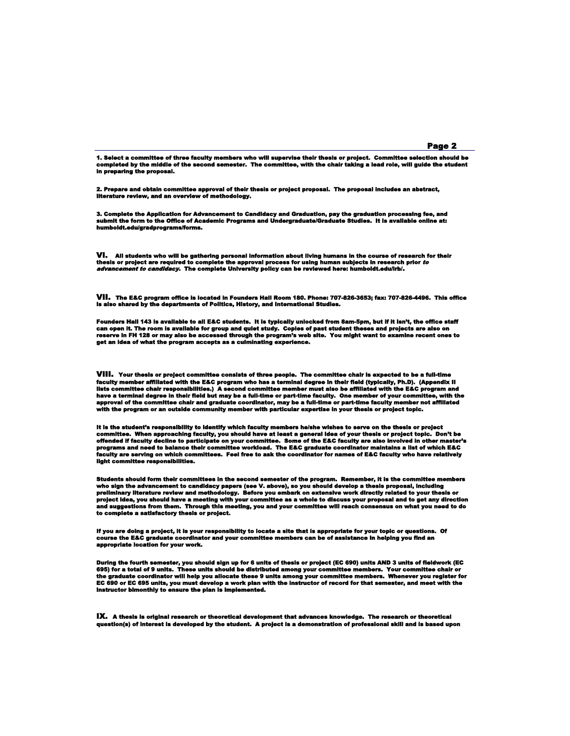1. Select a committee of three faculty members who will supervise their thesis or project. Committee selection should be completed by the middle of the second semester. The committee, with the chair taking a lead role, will guide the student in preparing the proposal.

2. Prepare and obtain committee approval of their thesis or project proposal. The proposal includes an abstract, literature review, and an overview of methodology.

3. Complete the Application for Advancement to Candidacy and Graduation, pay the graduation processing fee, and submit the form to the Office of Academic Programs and Undergraduate/Graduate Studies. It is available online at: humboldt.edu/gradprograms/forms.

**VI.** All students who will be gathering personal information about living humans in the course of research for their thesis or project are required to complete the approval process for using human subjects in research prior *to advancement to candidacy*. The complete University policy can be reviewed here: humboldt.edu/irb/.

**VII.** The E&C program office is located in Founders Hall Room 180. Phone: 707-826-3653; fax: 707-826-4496. This office is also shared by the departments of Politics, History, and International Studies.

Founders Hall 143 is available to all E&C students. It is typically unlocked from 8am-5pm, but if it isn't, the office staff can open it. The room is available for group and quiet study. Copies of past student theses and projects are also on reserve in FH 128 or may also be accessed through the program's web site. You might want to examine recent ones to get an idea of what the program accepts as a culminating experience.

**VIII.** Your thesis or project committee consists of three people. The committee chair is expected to be a full-time faculty member affiliated with the E&C program who has a terminal degree in their field (typically, Ph.D). (Appendix II lists committee chair responsibilities.) A second committee member must also be affiliated with the E&C program and have a terminal degree in their field but may be a full-time or part-time faculty. One member of your committee, with the approval of the committee chair and graduate coordinator, may be a full-time or part-time faculty member not affiliated with the program or an outside community member with particular expertise in your thesis or project topic.

It is the student's responsibility to identify which faculty members he/she wishes to serve on the thesis or project committee. When approaching faculty, you should have at least a general idea of your thesis or project topic. Don't be offended if faculty decline to participate on your committee. Some of the E&C faculty are also involved in other master's programs and need to balance their committee workload. The E&C graduate coordinator maintains a list of which E&C faculty are serving on which committees. Feel free to ask the coordinator for names of E&C faculty who have relatively light committee responsibilities.

Students should form their committees in the second semester of the program. Remember, it is the committee members who sign the advancement to candidacy papers (see V. above), so you should develop a thesis proposal, including preliminary literature review and methodology. Before you embark on extensive work directly related to your thesis or project idea, you should have a meeting with your committee as a whole to discuss your proposal and to get any direction and suggestions from them. Through this meeting, you and your committee will reach consensus on what you need to do to complete a satisfactory thesis or project.

If you are doing a project, it is your responsibility to locate a site that is appropriate for your topic or questions. Of course the E&C graduate coordinator and your committee members can be of assistance in helping you find an appropriate location for your work.

During the fourth semester, you should sign up for 6 units of thesis or project (EC 690) units AND 3 units of fieldwork (EC 695) for a total of 9 units. These units should be distributed among your committee members. Your committee chair or the graduate coordinator will help you allocate these 9 units among your committee members. Whenever you register for EC 690 or EC 695 units, you must develop a work plan with the instructor of record for that semester, and meet with the instructor bimonthly to ensure the plan is implemented.

**IX.** A thesis is original research or theoretical development that advances knowledge. The research or theoretical question(s) of interest is developed by the student. A project is a demonstration of professional skill and is based upon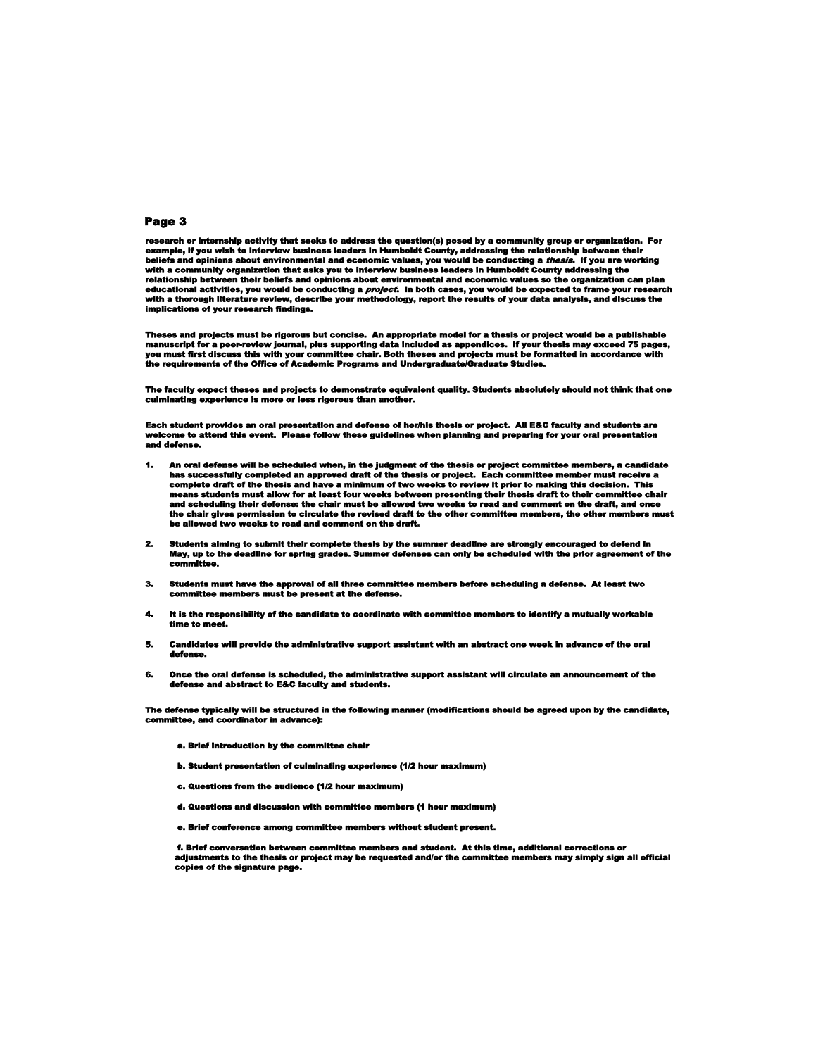research or internship activity that seeks to address the question(s) posed by a community group or organization. For example, if you wish to interview business leaders in Humboldt County, addressing the relationship between their beliefs and opinions about environmental and economic values, you would be conducting a *thesis*. If you are working with a community organization that asks you to interview business leaders in Humboldt County addressing the relationship between their beliefs and opinions about environmental and economic values so the organization can plan educational activities, you would be conducting a *project*. In both cases, you would be expected to frame your research with a thorough literature review, describe your methodology, report the results of your data analysis, and discuss the implications of your research findings.

Theses and projects must be rigorous but concise. An appropriate model for a thesis or project would be a publishable manuscript for a peer-review journal, plus supporting data included as appendices. If your thesis may exceed 75 pages, you must first discuss this with your committee chair. Both theses and projects must be formatted in accordance with the requirements of the Office of Academic Programs and Undergraduate/Graduate Studies.

The faculty expect theses and projects to demonstrate equivalent quality. Students absolutely should not think that one culminating experience is more or less rigorous than another.

Each student provides an oral presentation and defense of her/his thesis or project. All E&C faculty and students are welcome to attend this event. Please follow these guidelines when planning and preparing for your oral presentation and defense.

1. An oral defense will be scheduled when, in the judgment of the thesis or project committee members, a candidate has successfully completed an approved draft of the thesis or project. Each committee member must receive a complete draft of the thesis and have a minimum of two weeks to review it prior to making this decision. This means students must allow for at least four weeks between presenting their thesis draft to their committee chair and scheduling their defense: the chair must be allowed two weeks to read and comment on the draft, and once the chair gives permission to circulate the revised draft to the other committee members, the other members must be allowed two weeks to read and comment on the draft.

2. Students aiming to submit their complete thesis by the summer deadline are strongly encouraged to defend in May, up to the deadline for spring grades. Summer defenses can only be scheduled with the prior agreement of the committee.

3. Students must have the approval of all three committee members before scheduling a defense. At least two committee members must be present at the defense.

4. It is the responsibility of the candidate to coordinate with committee members to identify a mutually workable time to meet.

5. Candidates will provide the administrative support assistant with an abstract one week in advance of the oral defense.

6. Once the oral defense is scheduled, the administrative support assistant will circulate an announcement of the defense and abstract to E&C faculty and students.

The defense typically will be structured in the following manner (modifications should be agreed upon by the candidate, committee, and coordinator in advance):

a. Brief introduction by the committee chair

b. Student presentation of culminating experience (1/2 hour maximum)

c. Questions from the audience (1/2 hour maximum)

d. Questions and discussion with committee members (1 hour maximum)

e. Brief conference among committee members without student present.

f. Brief conversation between committee members and student. At this time, additional corrections or adjustments to the thesis or project may be requested and/or the committee members may simply sign all official copies of the signature page.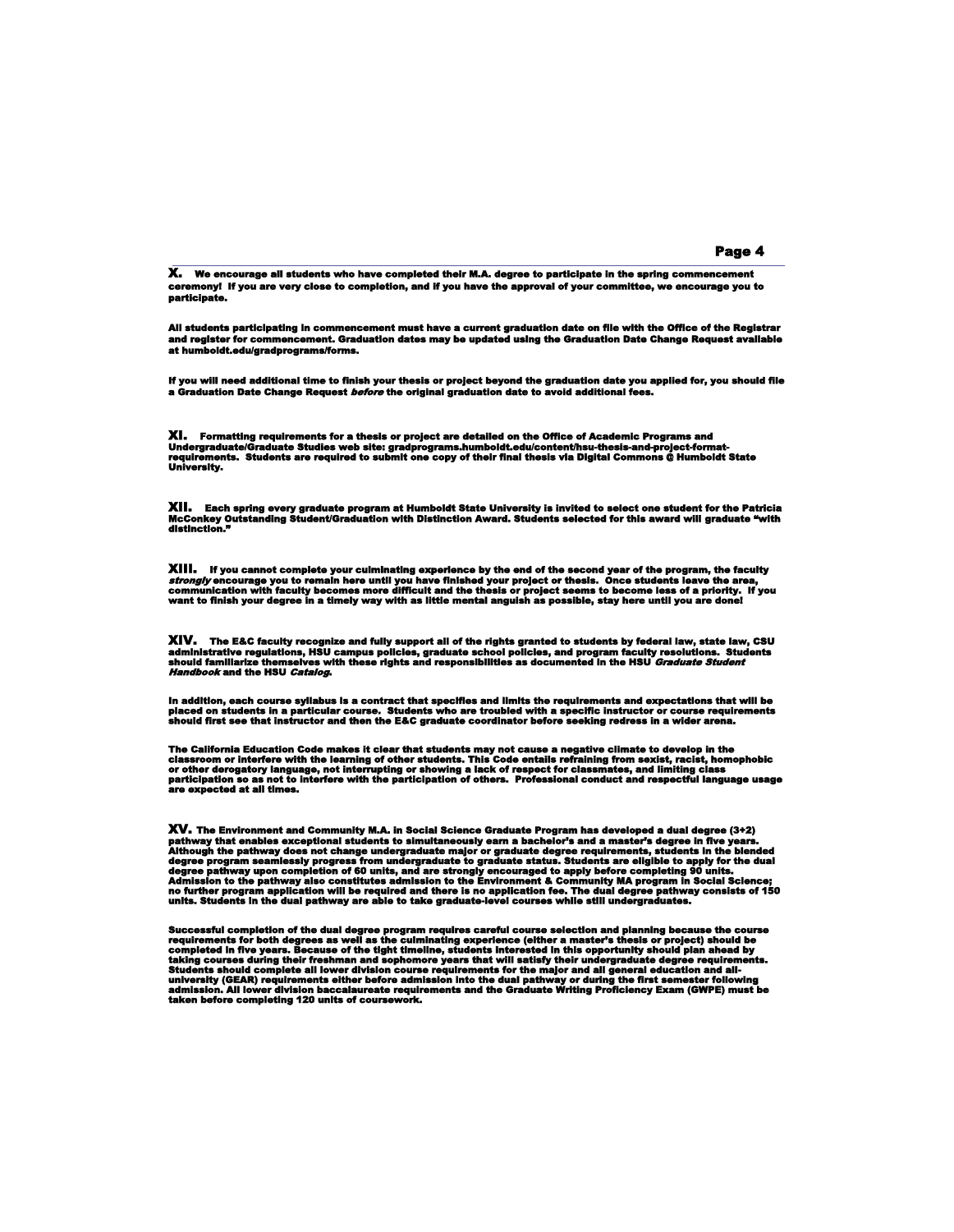**X.** We encourage all students who have completed their M.A. degree to participate in the spring commencement ceremony! If you are very close to completion, and if you have the approval of your committee, we encourage you to participate.

All students participating in commencement must have a current graduation date on file with the Office of the Registrar and register for commencement. Graduation dates may be updated using the Graduation Date Change Request available at humboldt.edu/gradprograms/forms.

If you will need additional time to finish your thesis or project beyond the graduation date you applied for, you should file a Graduation Date Change Request *before* the original graduation date to avoid additional fees.

**XI.** Formatting requirements for a thesis or project are detailed on the Office of Academic Programs and Undergraduate/Graduate Studies web site: gradprograms.humboldt.edu/content/hsu-thesis-and-project-format-requirements. Students are required to submit one copy of their final thesis via Digital Commons @ Humboldt State University.

**XII.** Each spring every graduate program at Humboldt State University is invited to select one student for the Patricia McConkey Outstanding Student/Graduation with Distinction Award. Students selected for this award will graduate "with distinction."

**XIII.** If you cannot complete your culminating experience by the end of the second year of the program, the faculty *strongly* encourage you to remain here until you have finished your project or thesis. Once students leave the area, communication with faculty becomes more difficult and the thesis or project seems to become less of a priority. If you want to finish your degree in a timely way with as little mental anguish as possible, stay here until you are done!

**XIV.** The E&C faculty recognize and fully support all of the rights granted to students by federal law, state law, CSU administrative regulations, HSU campus policies, graduate school policies, and program faculty resolutions. Students should familiarize themselves with these rights and responsibilities as documented in the HSU *Graduate Student Handbook* and the HSU *Catalog*.

In addition, each course syllabus is a contract that specifies and limits the requirements and expectations that will be placed on students in a particular course. Students who are troubled with a specific instructor or course requirements should first see that instructor and then the E&C graduate coordinator before seeking redress in a wider arena.

The California Education Code makes it clear that students may not cause a negative climate to develop in the classroom or interfere with the learning of other students. This Code entails refraining from sexist, racist, homophobic or other derogatory language, not interrupting or showing a lack of respect for classmates, and limiting class participation so as not to interfere with the participation of others. Professional conduct and respectful language usage are expected at all times.

**XV.** The Environment and Community M.A. in Social Science Graduate Program has developed a dual degree (3+2) pathway that enables exceptional students to simultaneously earn a bachelor's and a master's degree in five years. Although the pathway does not change undergraduate major or graduate degree requirements, students in the blended degree program seamlessly progress from undergraduate to graduate status. Students are eligible to apply for the dual degree pathway upon completion of 60 units, and are strongly encouraged to apply before completing 90 units. Admission to the pathway also constitutes admission to the Environment & Community MA program in Social Science; no further program application will be required and there is no application fee. The dual degree pathway consists of 150 units. Students in the dual pathway are able to take graduate-level courses while still undergraduates.

Successful completion of the dual degree program requires careful course selection and planning because the course requirements for both degrees as well as the culminating experience (either a master's thesis or project) should be completed in five years. Because of the tight timeline, students interested in this opportunity should plan ahead by taking courses during their freshman and sophomore years that will satisfy their undergraduate degree requirements. Students should complete all lower division course requirements for the major and all general education and all-university (GEAR) requirements either before admission into the dual pathway or during the first semester following admission. All lower division baccalaureate requirements and the Graduate Writing Proficiency Exam (GWPE) must be taken before completing 120 units of coursework.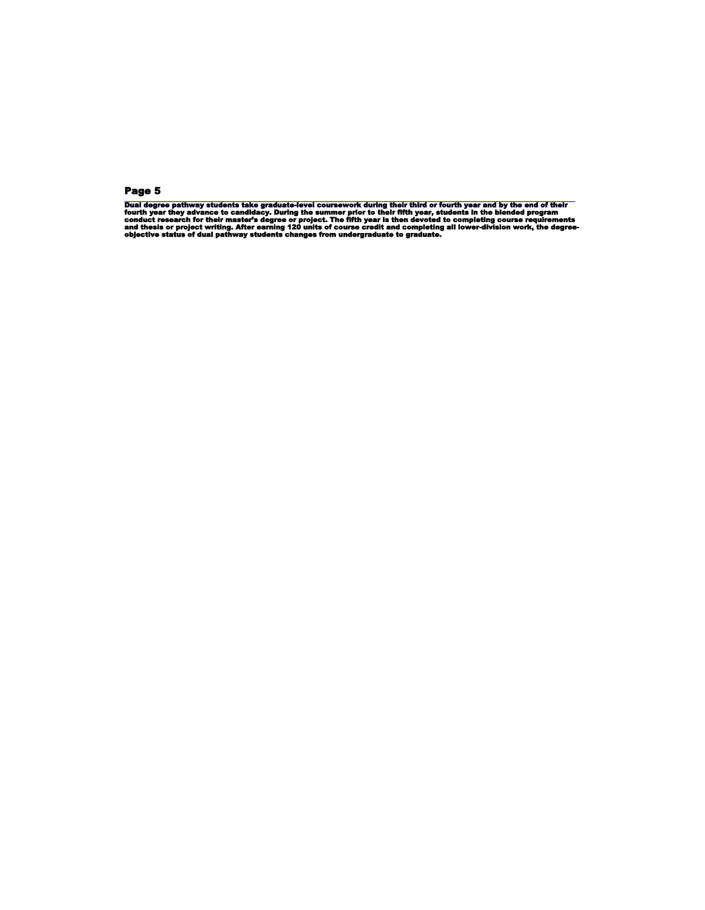## Page 5

Dual degree pathway students take graduate-level coursework during their third or fourth year and by the end of their fourth year they advance to candidacy. During the summer prior to their fifth year, students in the blended program conduct research for their master's degree or project. The fifth year is then devoted to completing course requirements and thesis or project writing. After earning 120 units of course credit and completing all lower-division work, the degree-objective status of dual pathway students changes from undergraduate to graduate.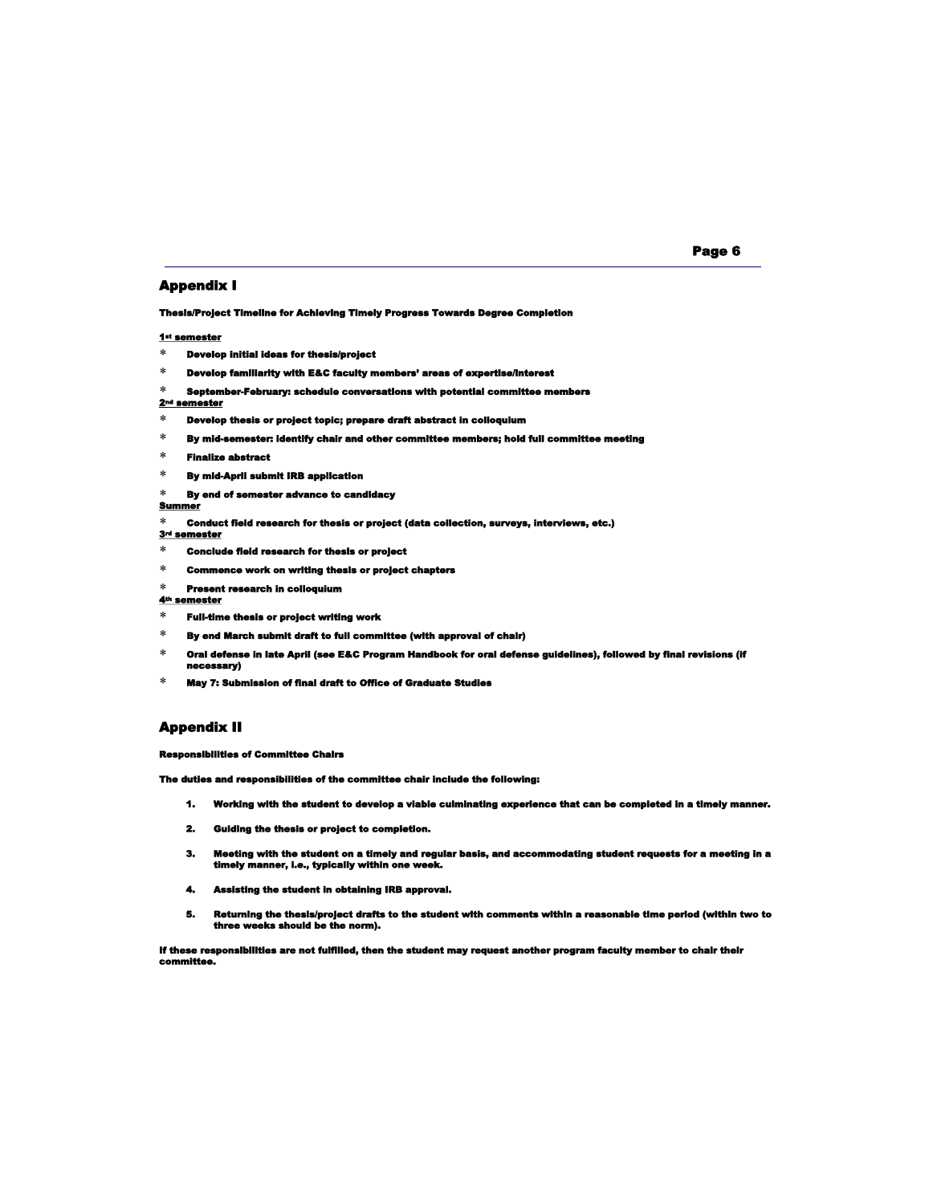## Appendix I

**Thesis/Project Timeline for Achieving Timely Progress Towards Degree Completion**

**1st semester**

* Develop initial ideas for thesis/project
* Develop familiarity with E&C faculty members' areas of expertise/interest
* September-February: schedule conversations with potential committee members

**2nd semester**

* Develop thesis or project topic; prepare draft abstract in colloquium
* By mid-semester: identify chair and other committee members; hold full committee meeting
* Finalize abstract
* By mid-April submit IRB application
* By end of semester advance to candidacy

**Summer**

* Conduct field research for thesis or project (data collection, surveys, interviews, etc.)

**3rd semester**

* Conclude field research for thesis or project
* Commence work on writing thesis or project chapters
* Present research in colloquium

**4th semester**

* Full-time thesis or project writing work
* By end March submit draft to full committee (with approval of chair)
* Oral defense in late April (see E&C Program Handbook for oral defense guidelines), followed by final revisions (if necessary)
* May 7: Submission of final draft to Office of Graduate Studies

## Appendix II

**Responsibilities of Committee Chairs**

**The duties and responsibilities of the committee chair include the following:**

1. Working with the student to develop a viable culminating experience that can be completed in a timely manner.
2. Guiding the thesis or project to completion.
3. Meeting with the student on a timely and regular basis, and accommodating student requests for a meeting in a timely manner, i.e., typically within one week.
4. Assisting the student in obtaining IRB approval.
5. Returning the thesis/project drafts to the student with comments within a reasonable time period (within two to three weeks should be the norm).

If these responsibilities are not fulfilled, then the student may request another program faculty member to chair their committee.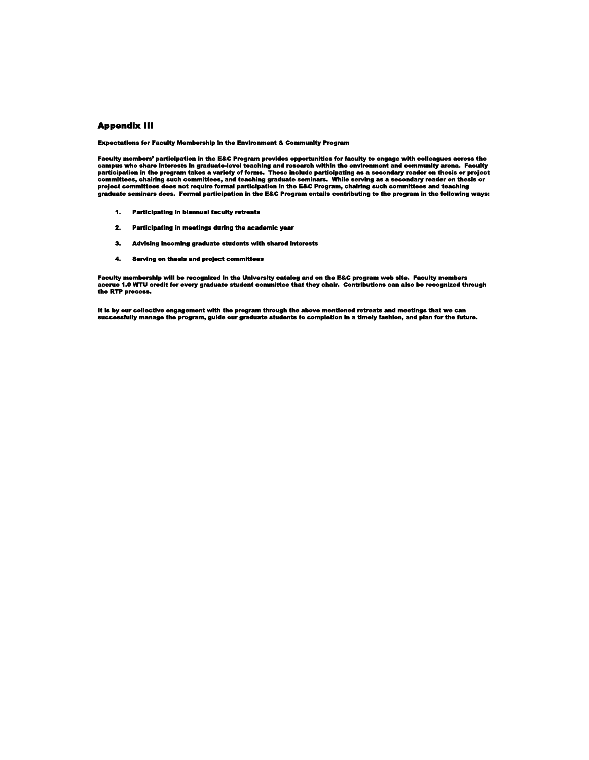## Appendix III

**Expectations for Faculty Membership in the Environment & Community Program**

**Faculty members' participation in the E&C Program provides opportunities for faculty to engage with colleagues across the campus who share interests in graduate-level teaching and research within the environment and community arena. Faculty participation in the program takes a variety of forms. These include participating as a secondary reader on thesis or project committees, chairing such committees, and teaching graduate seminars. While serving as a secondary reader on thesis or project committees does not require formal participation in the E&C Program, chairing such committees and teaching graduate seminars does. Formal participation in the E&C Program entails contributing to the program in the following ways:**

1. **Participating in biannual faculty retreats**

2. **Participating in meetings during the academic year**

3. **Advising incoming graduate students with shared interests**

4. **Serving on thesis and project committees**

**Faculty membership will be recognized in the University catalog and on the E&C program web site. Faculty members accrue 1.0 WTU credit for every graduate student committee that they chair. Contributions can also be recognized through the RTP process.**

**It is by our collective engagement with the program through the above mentioned retreats and meetings that we can successfully manage the program, guide our graduate students to completion in a timely fashion, and plan for the future.**